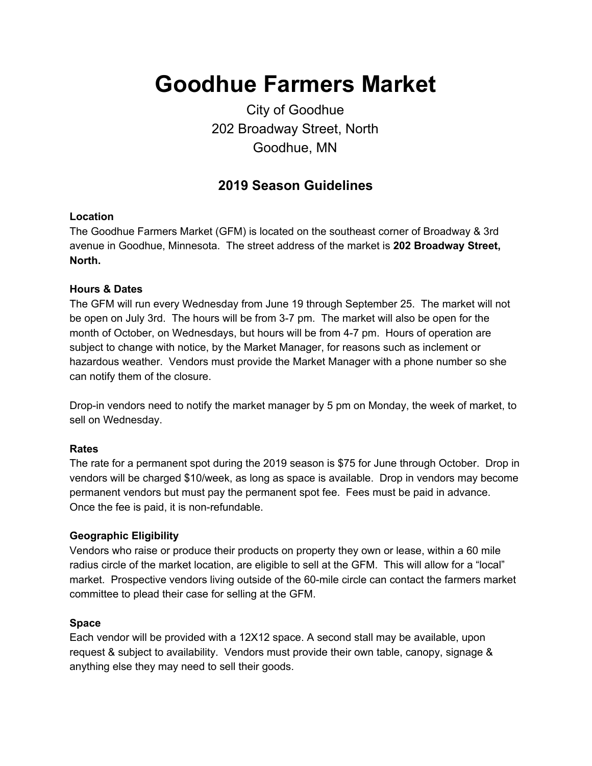# Goodhue Farmers Market

City of Goodhue
202 Broadway Street, North
Goodhue, MN

## 2019 Season Guidelines

**Location**
The Goodhue Farmers Market (GFM) is located on the southeast corner of Broadway & 3rd avenue in Goodhue, Minnesota. The street address of the market is **202 Broadway Street, North.**

**Hours & Dates**
The GFM will run every Wednesday from June 19 through September 25. The market will not be open on July 3rd. The hours will be from 3-7 pm. The market will also be open for the month of October, on Wednesdays, but hours will be from 4-7 pm. Hours of operation are subject to change with notice, by the Market Manager, for reasons such as inclement or hazardous weather. Vendors must provide the Market Manager with a phone number so she can notify them of the closure.

Drop-in vendors need to notify the market manager by 5 pm on Monday, the week of market, to sell on Wednesday.

**Rates**
The rate for a permanent spot during the 2019 season is $75 for June through October. Drop in vendors will be charged $10/week, as long as space is available. Drop in vendors may become permanent vendors but must pay the permanent spot fee. Fees must be paid in advance. Once the fee is paid, it is non-refundable.

**Geographic Eligibility**
Vendors who raise or produce their products on property they own or lease, within a 60 mile radius circle of the market location, are eligible to sell at the GFM. This will allow for a "local" market. Prospective vendors living outside of the 60-mile circle can contact the farmers market committee to plead their case for selling at the GFM.

**Space**
Each vendor will be provided with a 12X12 space. A second stall may be available, upon request & subject to availability. Vendors must provide their own table, canopy, signage & anything else they may need to sell their goods.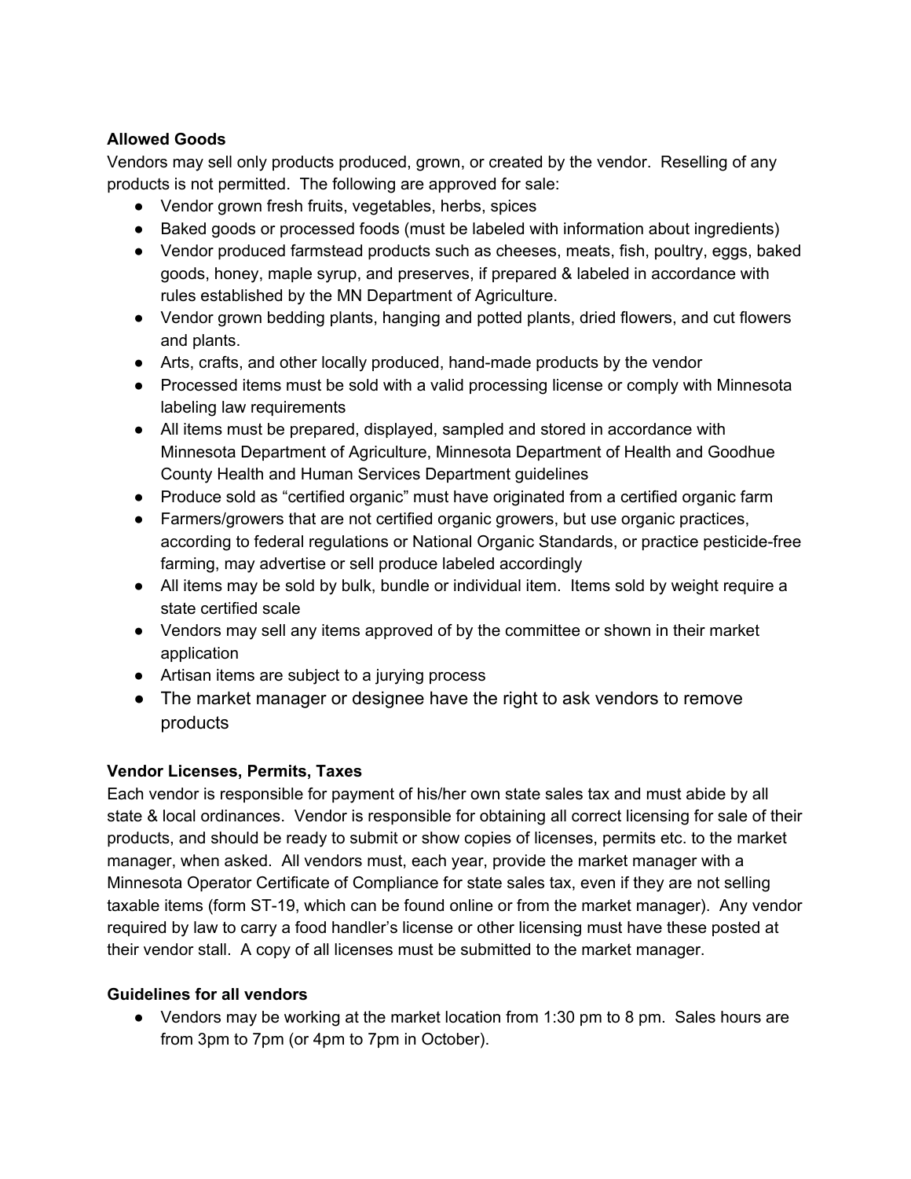**Allowed Goods**

Vendors may sell only products produced, grown, or created by the vendor. Reselling of any products is not permitted. The following are approved for sale:

- Vendor grown fresh fruits, vegetables, herbs, spices
- Baked goods or processed foods (must be labeled with information about ingredients)
- Vendor produced farmstead products such as cheeses, meats, fish, poultry, eggs, baked goods, honey, maple syrup, and preserves, if prepared & labeled in accordance with rules established by the MN Department of Agriculture.
- Vendor grown bedding plants, hanging and potted plants, dried flowers, and cut flowers and plants.
- Arts, crafts, and other locally produced, hand-made products by the vendor
- Processed items must be sold with a valid processing license or comply with Minnesota labeling law requirements
- All items must be prepared, displayed, sampled and stored in accordance with Minnesota Department of Agriculture, Minnesota Department of Health and Goodhue County Health and Human Services Department guidelines
- Produce sold as "certified organic" must have originated from a certified organic farm
- Farmers/growers that are not certified organic growers, but use organic practices, according to federal regulations or National Organic Standards, or practice pesticide-free farming, may advertise or sell produce labeled accordingly
- All items may be sold by bulk, bundle or individual item. Items sold by weight require a state certified scale
- Vendors may sell any items approved of by the committee or shown in their market application
- Artisan items are subject to a jurying process
- The market manager or designee have the right to ask vendors to remove products

**Vendor Licenses, Permits, Taxes**

Each vendor is responsible for payment of his/her own state sales tax and must abide by all state & local ordinances. Vendor is responsible for obtaining all correct licensing for sale of their products, and should be ready to submit or show copies of licenses, permits etc. to the market manager, when asked. All vendors must, each year, provide the market manager with a Minnesota Operator Certificate of Compliance for state sales tax, even if they are not selling taxable items (form ST-19, which can be found online or from the market manager). Any vendor required by law to carry a food handler's license or other licensing must have these posted at their vendor stall. A copy of all licenses must be submitted to the market manager.

**Guidelines for all vendors**

- Vendors may be working at the market location from 1:30 pm to 8 pm. Sales hours are from 3pm to 7pm (or 4pm to 7pm in October).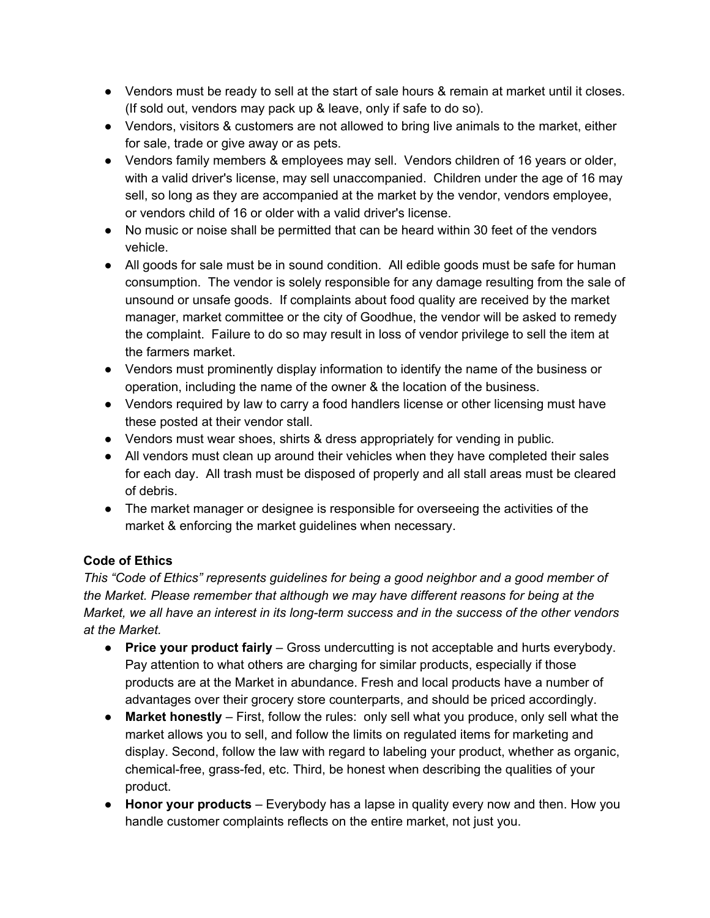- Vendors must be ready to sell at the start of sale hours & remain at market until it closes. (If sold out, vendors may pack up & leave, only if safe to do so).
- Vendors, visitors & customers are not allowed to bring live animals to the market, either for sale, trade or give away or as pets.
- Vendors family members & employees may sell. Vendors children of 16 years or older, with a valid driver's license, may sell unaccompanied. Children under the age of 16 may sell, so long as they are accompanied at the market by the vendor, vendors employee, or vendors child of 16 or older with a valid driver's license.
- No music or noise shall be permitted that can be heard within 30 feet of the vendors vehicle.
- All goods for sale must be in sound condition. All edible goods must be safe for human consumption. The vendor is solely responsible for any damage resulting from the sale of unsound or unsafe goods. If complaints about food quality are received by the market manager, market committee or the city of Goodhue, the vendor will be asked to remedy the complaint. Failure to do so may result in loss of vendor privilege to sell the item at the farmers market.
- Vendors must prominently display information to identify the name of the business or operation, including the name of the owner & the location of the business.
- Vendors required by law to carry a food handlers license or other licensing must have these posted at their vendor stall.
- Vendors must wear shoes, shirts & dress appropriately for vending in public.
- All vendors must clean up around their vehicles when they have completed their sales for each day. All trash must be disposed of properly and all stall areas must be cleared of debris.
- The market manager or designee is responsible for overseeing the activities of the market & enforcing the market guidelines when necessary.

**Code of Ethics**

*This "Code of Ethics" represents guidelines for being a good neighbor and a good member of the Market. Please remember that although we may have different reasons for being at the Market, we all have an interest in its long-term success and in the success of the other vendors at the Market.*

- **Price your product fairly** – Gross undercutting is not acceptable and hurts everybody. Pay attention to what others are charging for similar products, especially if those products are at the Market in abundance. Fresh and local products have a number of advantages over their grocery store counterparts, and should be priced accordingly.
- **Market honestly** – First, follow the rules: only sell what you produce, only sell what the market allows you to sell, and follow the limits on regulated items for marketing and display. Second, follow the law with regard to labeling your product, whether as organic, chemical-free, grass-fed, etc. Third, be honest when describing the qualities of your product.
- **Honor your products** – Everybody has a lapse in quality every now and then. How you handle customer complaints reflects on the entire market, not just you.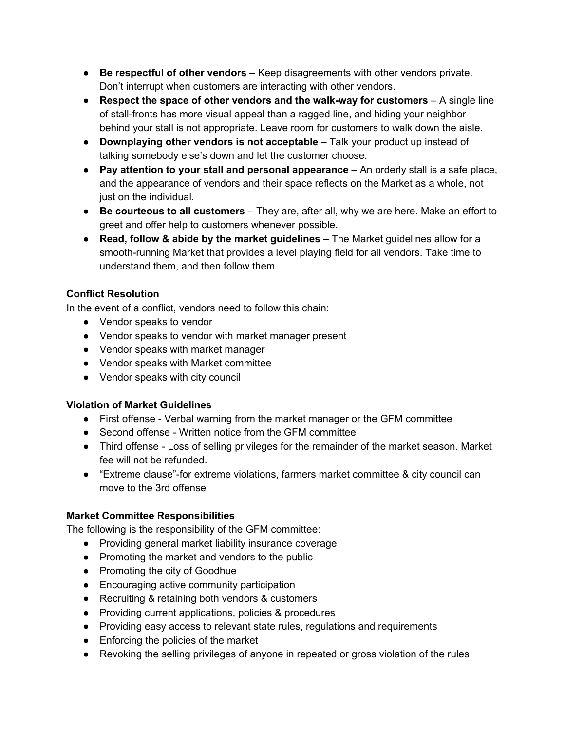- **Be respectful of other vendors** – Keep disagreements with other vendors private. Don't interrupt when customers are interacting with other vendors.
- **Respect the space of other vendors and the walk-way for customers** – A single line of stall-fronts has more visual appeal than a ragged line, and hiding your neighbor behind your stall is not appropriate. Leave room for customers to walk down the aisle.
- **Downplaying other vendors is not acceptable** – Talk your product up instead of talking somebody else's down and let the customer choose.
- **Pay attention to your stall and personal appearance** – An orderly stall is a safe place, and the appearance of vendors and their space reflects on the Market as a whole, not just on the individual.
- **Be courteous to all customers** – They are, after all, why we are here. Make an effort to greet and offer help to customers whenever possible.
- **Read, follow & abide by the market guidelines** – The Market guidelines allow for a smooth-running Market that provides a level playing field for all vendors. Take time to understand them, and then follow them.

**Conflict Resolution**

In the event of a conflict, vendors need to follow this chain:

- Vendor speaks to vendor
- Vendor speaks to vendor with market manager present
- Vendor speaks with market manager
- Vendor speaks with Market committee
- Vendor speaks with city council

**Violation of Market Guidelines**

- First offense - Verbal warning from the market manager or the GFM committee
- Second offense - Written notice from the GFM committee
- Third offense - Loss of selling privileges for the remainder of the market season. Market fee will not be refunded.
- "Extreme clause"-for extreme violations, farmers market committee & city council can move to the 3rd offense

**Market Committee Responsibilities**

The following is the responsibility of the GFM committee:

- Providing general market liability insurance coverage
- Promoting the market and vendors to the public
- Promoting the city of Goodhue
- Encouraging active community participation
- Recruiting & retaining both vendors & customers
- Providing current applications, policies & procedures
- Providing easy access to relevant state rules, regulations and requirements
- Enforcing the policies of the market
- Revoking the selling privileges of anyone in repeated or gross violation of the rules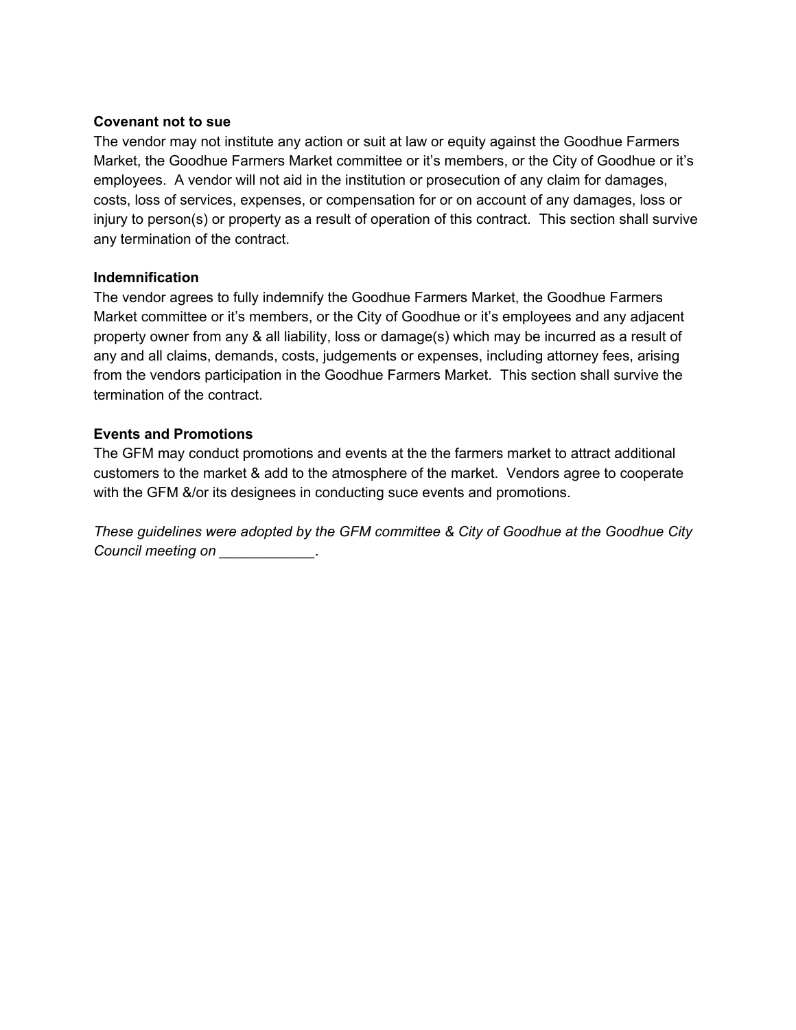**Covenant not to sue**

The vendor may not institute any action or suit at law or equity against the Goodhue Farmers Market, the Goodhue Farmers Market committee or it's members, or the City of Goodhue or it's employees. A vendor will not aid in the institution or prosecution of any claim for damages, costs, loss of services, expenses, or compensation for or on account of any damages, loss or injury to person(s) or property as a result of operation of this contract. This section shall survive any termination of the contract.

**Indemnification**

The vendor agrees to fully indemnify the Goodhue Farmers Market, the Goodhue Farmers Market committee or it's members, or the City of Goodhue or it's employees and any adjacent property owner from any & all liability, loss or damage(s) which may be incurred as a result of any and all claims, demands, costs, judgements or expenses, including attorney fees, arising from the vendors participation in the Goodhue Farmers Market. This section shall survive the termination of the contract.

**Events and Promotions**

The GFM may conduct promotions and events at the the farmers market to attract additional customers to the market & add to the atmosphere of the market. Vendors agree to cooperate with the GFM &/or its designees in conducting suce events and promotions.

*These guidelines were adopted by the GFM committee & City of Goodhue at the Goodhue City Council meeting on ____________.*